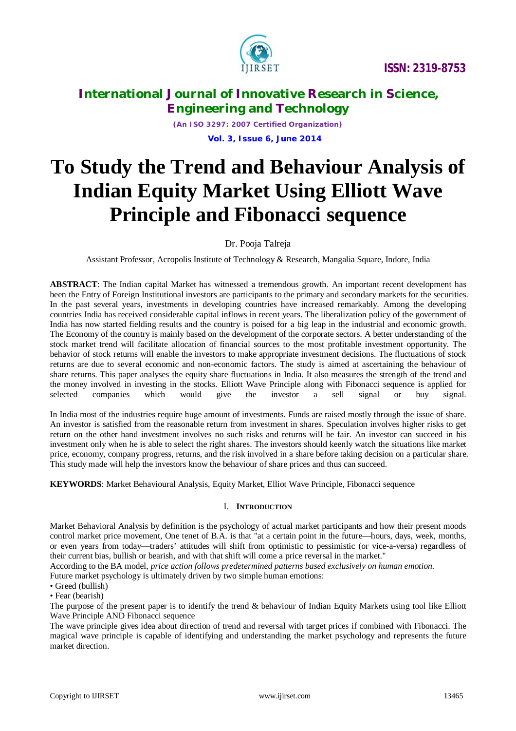# To Study the Trend and Behaviour Analysis of Indian Equity Market Using Elliott Wave Principle and Fibonacci sequence

Dr. Pooja Talreja

Assistant Professor, Acropolis Institute of Technology & Research, Mangalia Square, Indore, India

**ABSTRACT**: The Indian capital Market has witnessed a tremendous growth. An important recent development has been the Entry of Foreign Institutional investors are participants to the primary and secondary markets for the securities. In the past several years, investments in developing countries have increased remarkably. Among the developing countries India has received considerable capital inflows in recent years. The liberalization policy of the government of India has now started fielding results and the country is poised for a big leap in the industrial and economic growth. The Economy of the country is mainly based on the development of the corporate sectors. A better understanding of the stock market trend will facilitate allocation of financial sources to the most profitable investment opportunity. The behavior of stock returns will enable the investors to make appropriate investment decisions. The fluctuations of stock returns are due to several economic and non-economic factors. The study is aimed at ascertaining the behaviour of share returns. This paper analyses the equity share fluctuations in India. It also measures the strength of the trend and the money involved in investing in the stocks. Elliott Wave Principle along with Fibonacci sequence is applied for selected companies which would give the investor a sell signal or buy signal.

In India most of the industries require huge amount of investments. Funds are raised mostly through the issue of share. An investor is satisfied from the reasonable return from investment in shares. Speculation involves higher risks to get return on the other hand investment involves no such risks and returns will be fair. An investor can succeed in his investment only when he is able to select the right shares. The investors should keenly watch the situations like market price, economy, company progress, returns, and the risk involved in a share before taking decision on a particular share. This study made will help the investors know the behaviour of share prices and thus can succeed.

**KEYWORDS**: Market Behavioural Analysis, Equity Market, Elliot Wave Principle, Fibonacci sequence

## I. INTRODUCTION

Market Behavioral Analysis by definition is the psychology of actual market participants and how their present moods control market price movement, One tenet of B.A. is that "at a certain point in the future—hours, days, week, months, or even years from today—traders' attitudes will shift from optimistic to pessimistic (or vice-a-versa) regardless of their current bias, bullish or bearish, and with that shift will come a price reversal in the market."

According to the BA model, *price action follows predetermined patterns based exclusively on human emotion.*

Future market psychology is ultimately driven by two simple human emotions:

- Greed (bullish)
- Fear (bearish)

The purpose of the present paper is to identify the trend & behaviour of Indian Equity Markets using tool like Elliott Wave Principle AND Fibonacci sequence

The wave principle gives idea about direction of trend and reversal with target prices if combined with Fibonacci. The magical wave principle is capable of identifying and understanding the market psychology and represents the future market direction.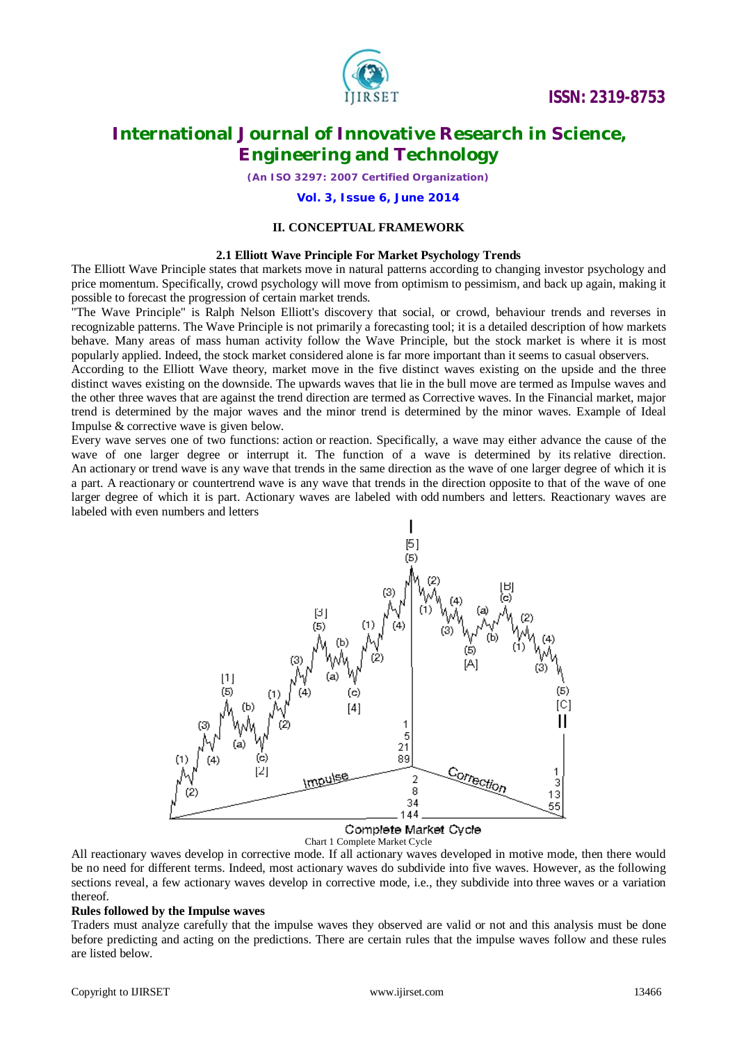## II. CONCEPTUAL FRAMEWORK

### 2.1 Elliott Wave Principle For Market Psychology Trends

The Elliott Wave Principle states that markets move in natural patterns according to changing investor psychology and price momentum. Specifically, crowd psychology will move from optimism to pessimism, and back up again, making it possible to forecast the progression of certain market trends.

"The Wave Principle" is Ralph Nelson Elliott's discovery that social, or crowd, behaviour trends and reverses in recognizable patterns. The Wave Principle is not primarily a forecasting tool; it is a detailed description of how markets behave. Many areas of mass human activity follow the Wave Principle, but the stock market is where it is most popularly applied. Indeed, the stock market considered alone is far more important than it seems to casual observers.

According to the Elliott Wave theory, market move in the five distinct waves existing on the upside and the three distinct waves existing on the downside. The upwards waves that lie in the bull move are termed as Impulse waves and the other three waves that are against the trend direction are termed as Corrective waves. In the Financial market, major trend is determined by the major waves and the minor trend is determined by the minor waves. Example of Ideal Impulse & corrective wave is given below.

Every wave serves one of two functions: action or reaction. Specifically, a wave may either advance the cause of the wave of one larger degree or interrupt it. The function of a wave is determined by its relative direction. An actionary or trend wave is any wave that trends in the same direction as the wave of one larger degree of which it is a part. A reactionary or countertrend wave is any wave that trends in the direction opposite to that of the wave of one larger degree of which it is part. Actionary waves are labeled with odd numbers and letters. Reactionary waves are labeled with even numbers and letters

Complete Market Cycle

Chart 1 Complete Market Cycle

All reactionary waves develop in corrective mode. If all actionary waves developed in motive mode, then there would be no need for different terms. Indeed, most actionary waves do subdivide into five waves. However, as the following sections reveal, a few actionary waves develop in corrective mode, i.e., they subdivide into three waves or a variation thereof.

**Rules followed by the Impulse waves**

Traders must analyze carefully that the impulse waves they observed are valid or not and this analysis must be done before predicting and acting on the predictions. There are certain rules that the impulse waves follow and these rules are listed below.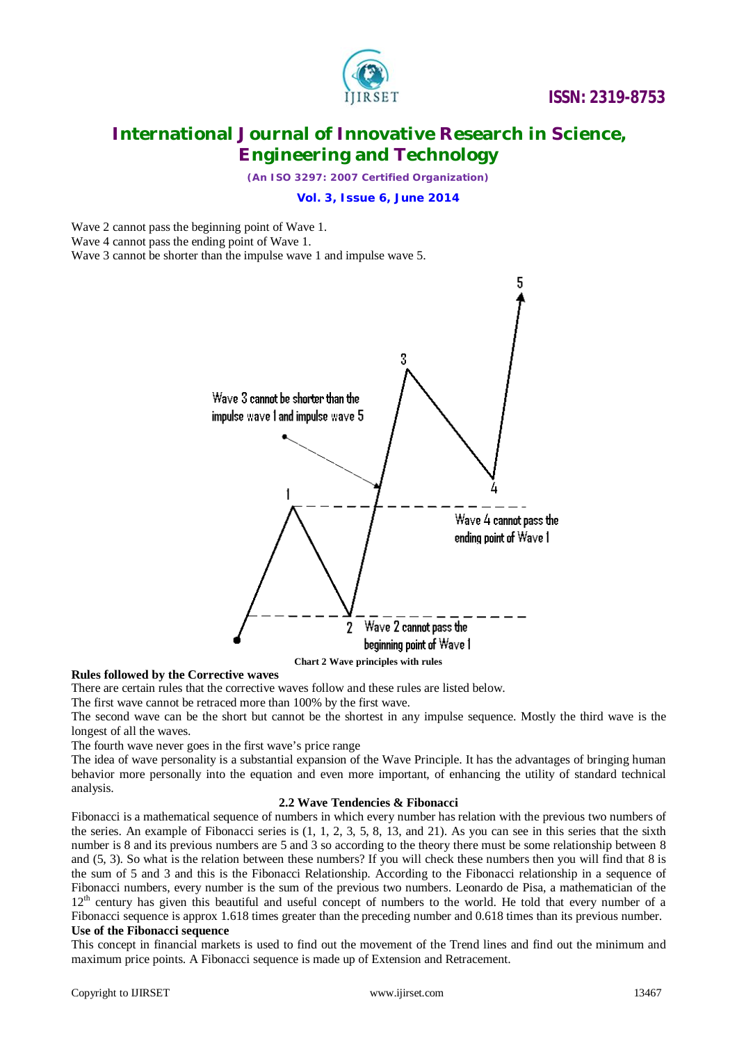Wave 2 cannot pass the beginning point of Wave 1.
Wave 4 cannot pass the ending point of Wave 1.
Wave 3 cannot be shorter than the impulse wave 1 and impulse wave 5.

Chart 2 Wave principles with rules

**Rules followed by the Corrective waves**

There are certain rules that the corrective waves follow and these rules are listed below.
The first wave cannot be retraced more than 100% by the first wave.
The second wave can be the short but cannot be the shortest in any impulse sequence. Mostly the third wave is the longest of all the waves.
The fourth wave never goes in the first wave's price range
The idea of wave personality is a substantial expansion of the Wave Principle. It has the advantages of bringing human behavior more personally into the equation and even more important, of enhancing the utility of standard technical analysis.

### 2.2 Wave Tendencies & Fibonacci

Fibonacci is a mathematical sequence of numbers in which every number has relation with the previous two numbers of the series. An example of Fibonacci series is (1, 1, 2, 3, 5, 8, 13, and 21). As you can see in this series that the sixth number is 8 and its previous numbers are 5 and 3 so according to the theory there must be some relationship between 8 and (5, 3). So what is the relation between these numbers? If you will check these numbers then you will find that 8 is the sum of 5 and 3 and this is the Fibonacci Relationship. According to the Fibonacci relationship in a sequence of Fibonacci numbers, every number is the sum of the previous two numbers. Leonardo de Pisa, a mathematician of the 12th century has given this beautiful and useful concept of numbers to the world. He told that every number of a Fibonacci sequence is approx 1.618 times greater than the preceding number and 0.618 times than its previous number.

**Use of the Fibonacci sequence**

This concept in financial markets is used to find out the movement of the Trend lines and find out the minimum and maximum price points. A Fibonacci sequence is made up of Extension and Retracement.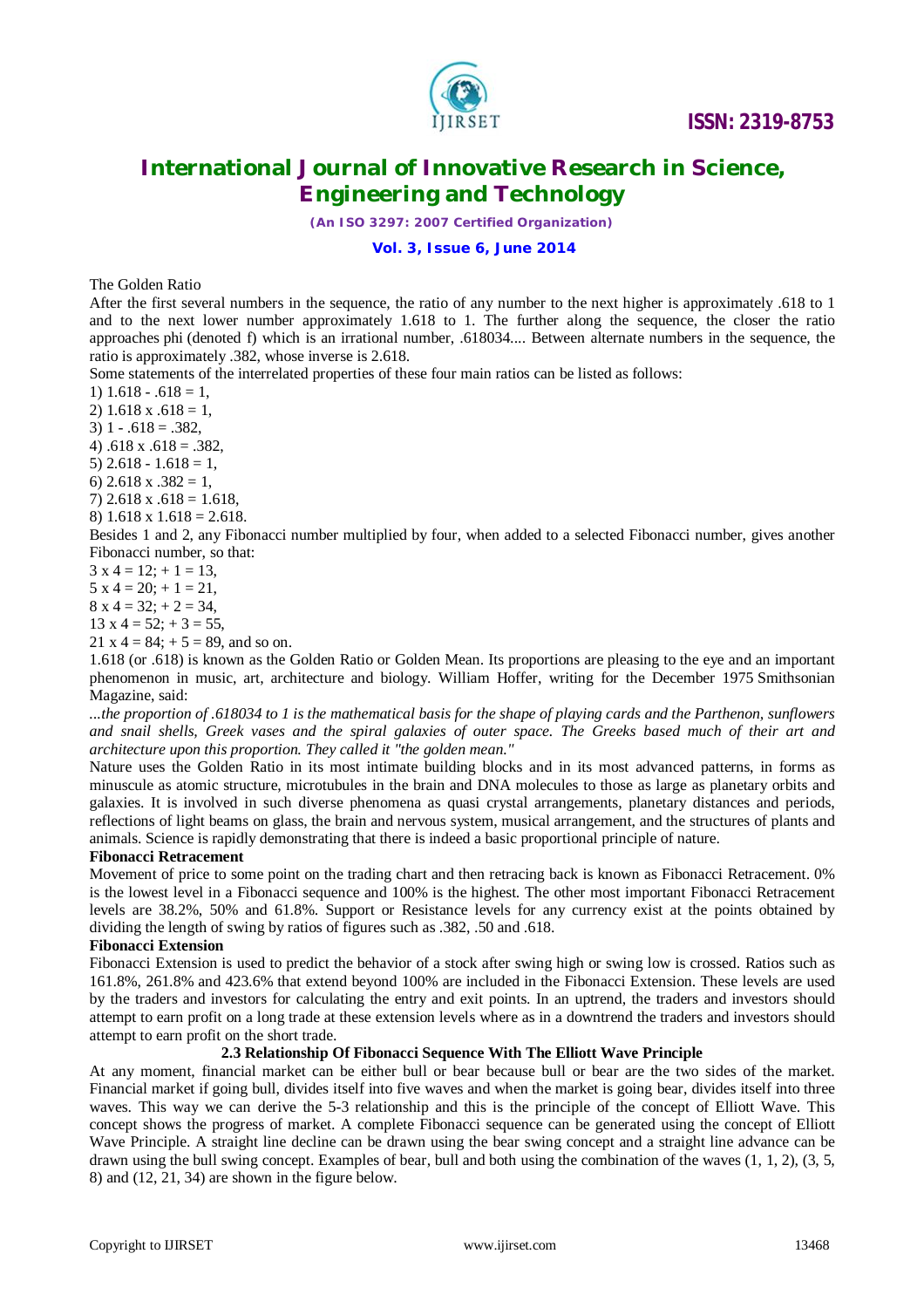The Golden Ratio

After the first several numbers in the sequence, the ratio of any number to the next higher is approximately .618 to 1 and to the next lower number approximately 1.618 to 1. The further along the sequence, the closer the ratio approaches phi (denoted f) which is an irrational number, .618034.... Between alternate numbers in the sequence, the ratio is approximately .382, whose inverse is 2.618.

Some statements of the interrelated properties of these four main ratios can be listed as follows:

1) 1.618 - .618 = 1,
2) 1.618 x .618 = 1,
3) 1 - .618 = .382,
4) .618 x .618 = .382,
5) 2.618 - 1.618 = 1,
6) 2.618 x .382 = 1,
7) 2.618 x .618 = 1.618,
8) 1.618 x 1.618 = 2.618.

Besides 1 and 2, any Fibonacci number multiplied by four, when added to a selected Fibonacci number, gives another Fibonacci number, so that:

3 x 4 = 12; + 1 = 13,
5 x 4 = 20; + 1 = 21,
8 x 4 = 32; + 2 = 34,
13 x 4 = 52; + 3 = 55,
21 x 4 = 84; + 5 = 89, and so on.

1.618 (or .618) is known as the Golden Ratio or Golden Mean. Its proportions are pleasing to the eye and an important phenomenon in music, art, architecture and biology. William Hoffer, writing for the December 1975 Smithsonian Magazine, said:

*...the proportion of .618034 to 1 is the mathematical basis for the shape of playing cards and the Parthenon, sunflowers and snail shells, Greek vases and the spiral galaxies of outer space. The Greeks based much of their art and architecture upon this proportion. They called it "the golden mean."*

Nature uses the Golden Ratio in its most intimate building blocks and in its most advanced patterns, in forms as minuscule as atomic structure, microtubules in the brain and DNA molecules to those as large as planetary orbits and galaxies. It is involved in such diverse phenomena as quasi crystal arrangements, planetary distances and periods, reflections of light beams on glass, the brain and nervous system, musical arrangement, and the structures of plants and animals. Science is rapidly demonstrating that there is indeed a basic proportional principle of nature.

**Fibonacci Retracement**

Movement of price to some point on the trading chart and then retracing back is known as Fibonacci Retracement. 0% is the lowest level in a Fibonacci sequence and 100% is the highest. The other most important Fibonacci Retracement levels are 38.2%, 50% and 61.8%. Support or Resistance levels for any currency exist at the points obtained by dividing the length of swing by ratios of figures such as .382, .50 and .618.

**Fibonacci Extension**

Fibonacci Extension is used to predict the behavior of a stock after swing high or swing low is crossed. Ratios such as 161.8%, 261.8% and 423.6% that extend beyond 100% are included in the Fibonacci Extension. These levels are used by the traders and investors for calculating the entry and exit points. In an uptrend, the traders and investors should attempt to earn profit on a long trade at these extension levels where as in a downtrend the traders and investors should attempt to earn profit on the short trade.

### 2.3 Relationship Of Fibonacci Sequence With The Elliott Wave Principle

At any moment, financial market can be either bull or bear because bull or bear are the two sides of the market. Financial market if going bull, divides itself into five waves and when the market is going bear, divides itself into three waves. This way we can derive the 5-3 relationship and this is the principle of the concept of Elliott Wave. This concept shows the progress of market. A complete Fibonacci sequence can be generated using the concept of Elliott Wave Principle. A straight line decline can be drawn using the bear swing concept and a straight line advance can be drawn using the bull swing concept. Examples of bear, bull and both using the combination of the waves (1, 1, 2), (3, 5, 8) and (12, 21, 34) are shown in the figure below.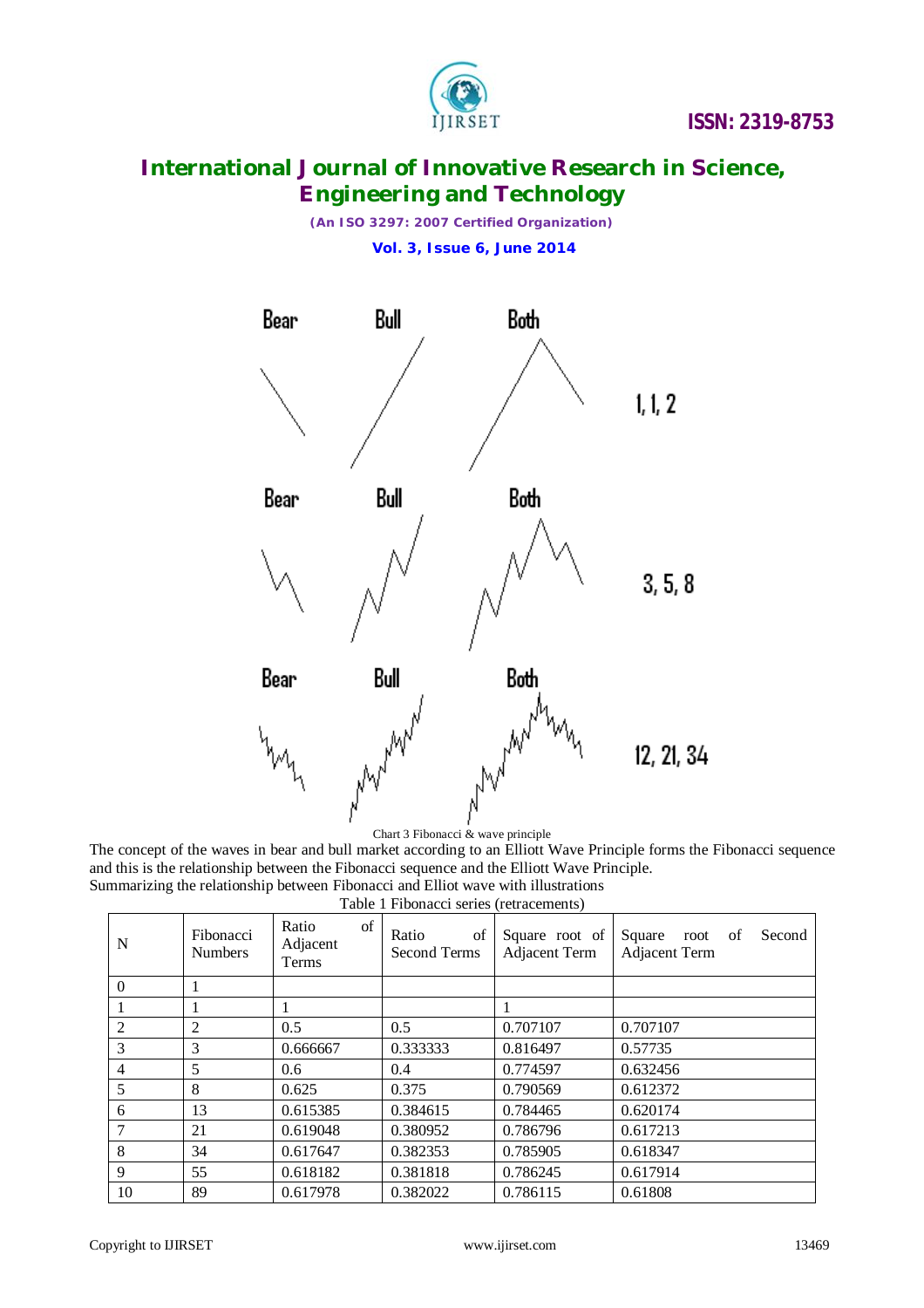Chart 3 Fibonacci & wave principle

The concept of the waves in bear and bull market according to an Elliott Wave Principle forms the Fibonacci sequence and this is the relationship between the Fibonacci sequence and the Elliott Wave Principle.

Summarizing the relationship between Fibonacci and Elliot wave with illustrations

Table 1 Fibonacci series (retracements)

| N | Fibonacci Numbers | Ratio of Adjacent Terms | Ratio of Second Terms | Square root of Adjacent Term | Square root of Second Adjacent Term |
|---|---|---|---|---|---|
| 0 | 1 | | | | |
| 1 | 1 | 1 | | 1 | |
| 2 | 2 | 0.5 | 0.5 | 0.707107 | 0.707107 |
| 3 | 3 | 0.666667 | 0.333333 | 0.816497 | 0.57735 |
| 4 | 5 | 0.6 | 0.4 | 0.774597 | 0.632456 |
| 5 | 8 | 0.625 | 0.375 | 0.790569 | 0.612372 |
| 6 | 13 | 0.615385 | 0.384615 | 0.784465 | 0.620174 |
| 7 | 21 | 0.619048 | 0.380952 | 0.786796 | 0.617213 |
| 8 | 34 | 0.617647 | 0.382353 | 0.785905 | 0.618347 |
| 9 | 55 | 0.618182 | 0.381818 | 0.786245 | 0.617914 |
| 10 | 89 | 0.617978 | 0.382022 | 0.786115 | 0.61808 |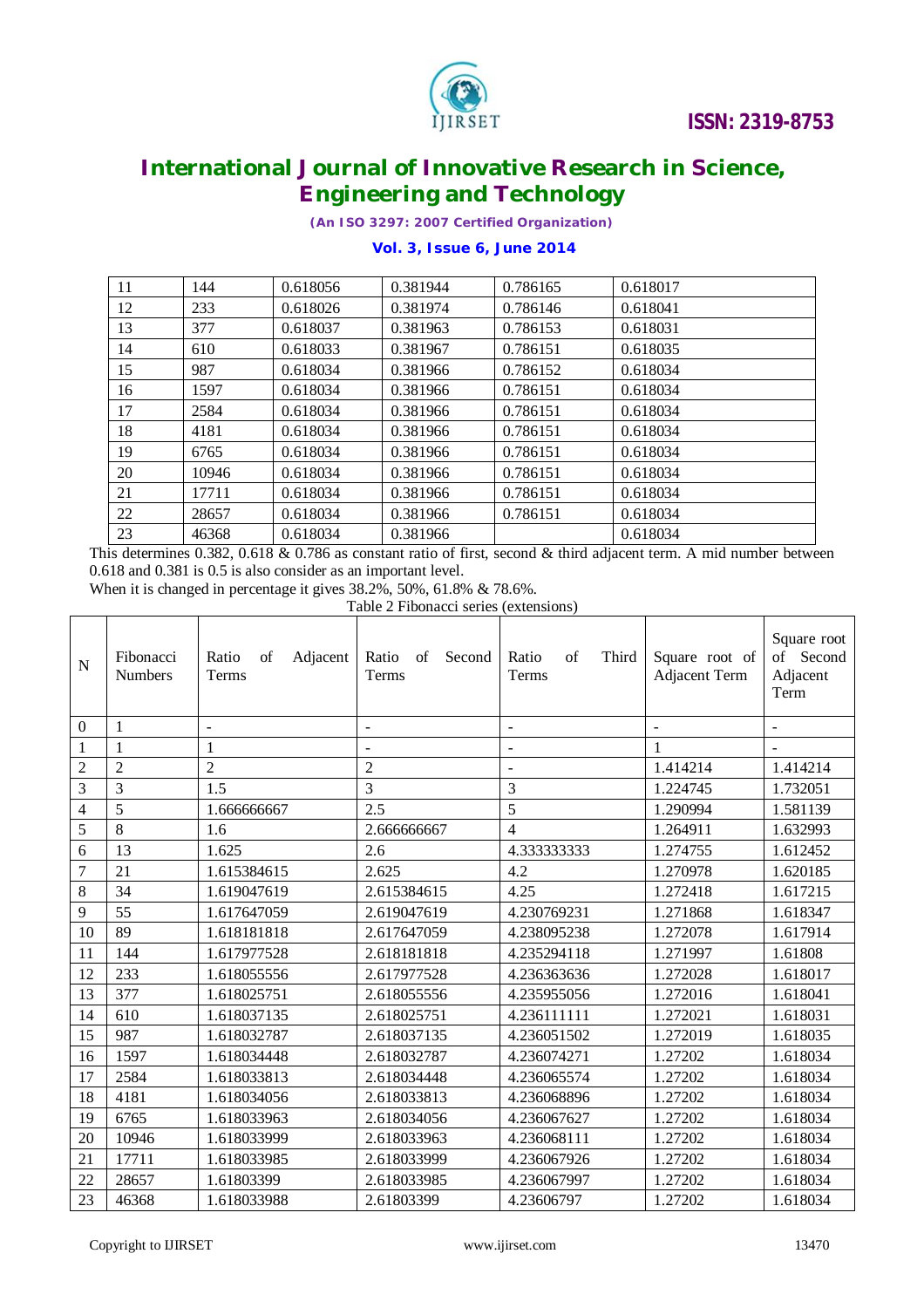| 11 | 144 | 0.618056 | 0.381944 | 0.786165 | 0.618017 |
|---|---|---|---|---|---|
| 12 | 233 | 0.618026 | 0.381974 | 0.786146 | 0.618041 |
| 13 | 377 | 0.618037 | 0.381963 | 0.786153 | 0.618031 |
| 14 | 610 | 0.618033 | 0.381967 | 0.786151 | 0.618035 |
| 15 | 987 | 0.618034 | 0.381966 | 0.786152 | 0.618034 |
| 16 | 1597 | 0.618034 | 0.381966 | 0.786151 | 0.618034 |
| 17 | 2584 | 0.618034 | 0.381966 | 0.786151 | 0.618034 |
| 18 | 4181 | 0.618034 | 0.381966 | 0.786151 | 0.618034 |
| 19 | 6765 | 0.618034 | 0.381966 | 0.786151 | 0.618034 |
| 20 | 10946 | 0.618034 | 0.381966 | 0.786151 | 0.618034 |
| 21 | 17711 | 0.618034 | 0.381966 | 0.786151 | 0.618034 |
| 22 | 28657 | 0.618034 | 0.381966 | 0.786151 | 0.618034 |
| 23 | 46368 | 0.618034 | 0.381966 | | 0.618034 |

This determines 0.382, 0.618 & 0.786 as constant ratio of first, second & third adjacent term. A mid number between 0.618 and 0.381 is 0.5 is also consider as an important level.

When it is changed in percentage it gives 38.2%, 50%, 61.8% & 78.6%.

Table 2 Fibonacci series (extensions)

| N | Fibonacci Numbers | Ratio of Adjacent Terms | Ratio of Second Terms | Ratio of Third Terms | Square root of Adjacent Term | Square root of Second Adjacent Term |
|---|---|---|---|---|---|---|
| 0 | 1 | - | - | - | - | - |
| 1 | 1 | 1 | - | - | 1 | - |
| 2 | 2 | 2 | 2 | - | 1.414214 | 1.414214 |
| 3 | 3 | 1.5 | 3 | 3 | 1.224745 | 1.732051 |
| 4 | 5 | 1.666666667 | 2.5 | 5 | 1.290994 | 1.581139 |
| 5 | 8 | 1.6 | 2.666666667 | 4 | 1.264911 | 1.632993 |
| 6 | 13 | 1.625 | 2.6 | 4.333333333 | 1.274755 | 1.612452 |
| 7 | 21 | 1.615384615 | 2.625 | 4.2 | 1.270978 | 1.620185 |
| 8 | 34 | 1.619047619 | 2.615384615 | 4.25 | 1.272418 | 1.617215 |
| 9 | 55 | 1.617647059 | 2.619047619 | 4.230769231 | 1.271868 | 1.618347 |
| 10 | 89 | 1.618181818 | 2.617647059 | 4.238095238 | 1.272078 | 1.617914 |
| 11 | 144 | 1.617977528 | 2.618181818 | 4.235294118 | 1.271997 | 1.61808 |
| 12 | 233 | 1.618055556 | 2.617977528 | 4.236363636 | 1.272028 | 1.618017 |
| 13 | 377 | 1.618025751 | 2.618055556 | 4.235955056 | 1.272016 | 1.618041 |
| 14 | 610 | 1.618037135 | 2.618025751 | 4.236111111 | 1.272021 | 1.618031 |
| 15 | 987 | 1.618032787 | 2.618037135 | 4.236051502 | 1.272019 | 1.618035 |
| 16 | 1597 | 1.618034448 | 2.618032787 | 4.236074271 | 1.27202 | 1.618034 |
| 17 | 2584 | 1.618033813 | 2.618034448 | 4.236065574 | 1.27202 | 1.618034 |
| 18 | 4181 | 1.618034056 | 2.618033813 | 4.236068896 | 1.27202 | 1.618034 |
| 19 | 6765 | 1.618033963 | 2.618034056 | 4.236067627 | 1.27202 | 1.618034 |
| 20 | 10946 | 1.618033999 | 2.618033963 | 4.236068111 | 1.27202 | 1.618034 |
| 21 | 17711 | 1.618033985 | 2.618033999 | 4.236067926 | 1.27202 | 1.618034 |
| 22 | 28657 | 1.61803399 | 2.618033985 | 4.236067997 | 1.27202 | 1.618034 |
| 23 | 46368 | 1.618033988 | 2.61803399 | 4.23606797 | 1.27202 | 1.618034 |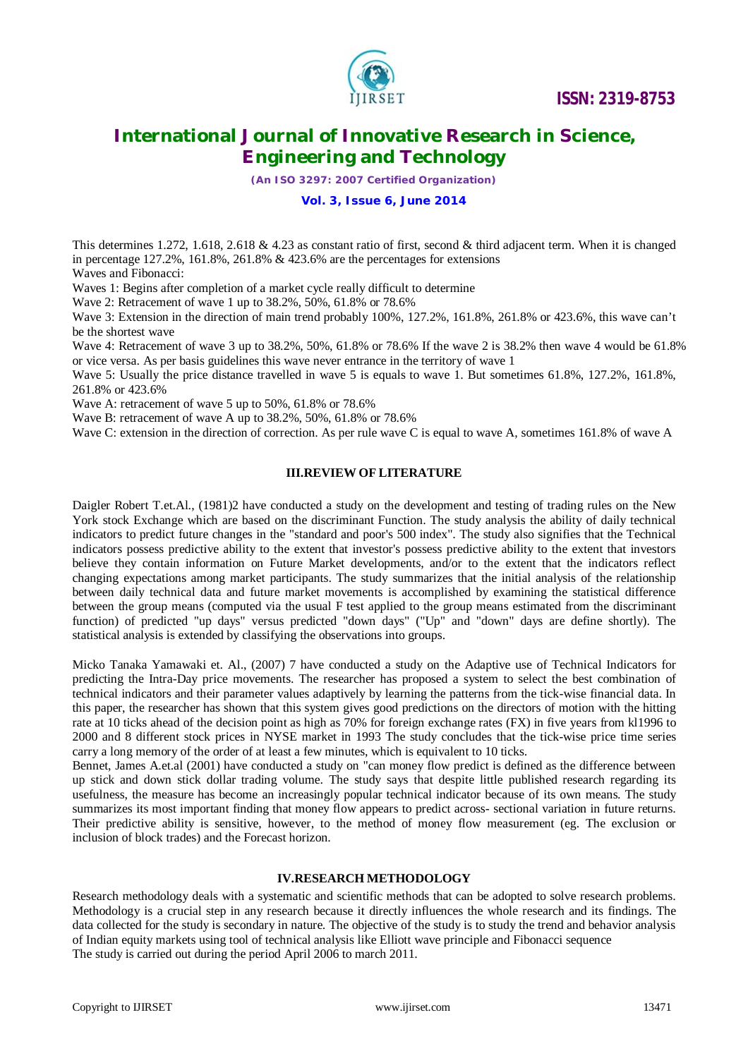This determines 1.272, 1.618, 2.618 & 4.23 as constant ratio of first, second & third adjacent term. When it is changed in percentage 127.2%, 161.8%, 261.8% & 423.6% are the percentages for extensions

Waves and Fibonacci:

Waves 1: Begins after completion of a market cycle really difficult to determine

Wave 2: Retracement of wave 1 up to 38.2%, 50%, 61.8% or 78.6%

Wave 3: Extension in the direction of main trend probably 100%, 127.2%, 161.8%, 261.8% or 423.6%, this wave can't be the shortest wave

Wave 4: Retracement of wave 3 up to 38.2%, 50%, 61.8% or 78.6% If the wave 2 is 38.2% then wave 4 would be 61.8% or vice versa. As per basis guidelines this wave never entrance in the territory of wave 1

Wave 5: Usually the price distance travelled in wave 5 is equals to wave 1. But sometimes 61.8%, 127.2%, 161.8%, 261.8% or 423.6%

Wave A: retracement of wave 5 up to 50%, 61.8% or 78.6%

Wave B: retracement of wave A up to 38.2%, 50%, 61.8% or 78.6%

Wave C: extension in the direction of correction. As per rule wave C is equal to wave A, sometimes 161.8% of wave A

## III.REVIEW OF LITERATURE

Daigler Robert T.et.Al., (1981)2 have conducted a study on the development and testing of trading rules on the New York stock Exchange which are based on the discriminant Function. The study analysis the ability of daily technical indicators to predict future changes in the "standard and poor's 500 index". The study also signifies that the Technical indicators possess predictive ability to the extent that investor's possess predictive ability to the extent that investors believe they contain information on Future Market developments, and/or to the extent that the indicators reflect changing expectations among market participants. The study summarizes that the initial analysis of the relationship between daily technical data and future market movements is accomplished by examining the statistical difference between the group means (computed via the usual F test applied to the group means estimated from the discriminant function) of predicted "up days" versus predicted "down days" ("Up" and "down" days are define shortly). The statistical analysis is extended by classifying the observations into groups.

Micko Tanaka Yamawaki et. Al., (2007) 7 have conducted a study on the Adaptive use of Technical Indicators for predicting the Intra-Day price movements. The researcher has proposed a system to select the best combination of technical indicators and their parameter values adaptively by learning the patterns from the tick-wise financial data. In this paper, the researcher has shown that this system gives good predictions on the directors of motion with the hitting rate at 10 ticks ahead of the decision point as high as 70% for foreign exchange rates (FX) in five years from kl1996 to 2000 and 8 different stock prices in NYSE market in 1993 The study concludes that the tick-wise price time series carry a long memory of the order of at least a few minutes, which is equivalent to 10 ticks.

Bennet, James A.et.al (2001) have conducted a study on "can money flow predict is defined as the difference between up stick and down stick dollar trading volume. The study says that despite little published research regarding its usefulness, the measure has become an increasingly popular technical indicator because of its own means. The study summarizes its most important finding that money flow appears to predict across- sectional variation in future returns. Their predictive ability is sensitive, however, to the method of money flow measurement (eg. The exclusion or inclusion of block trades) and the Forecast horizon.

## IV.RESEARCH METHODOLOGY

Research methodology deals with a systematic and scientific methods that can be adopted to solve research problems. Methodology is a crucial step in any research because it directly influences the whole research and its findings. The data collected for the study is secondary in nature. The objective of the study is to study the trend and behavior analysis of Indian equity markets using tool of technical analysis like Elliott wave principle and Fibonacci sequence

The study is carried out during the period April 2006 to march 2011.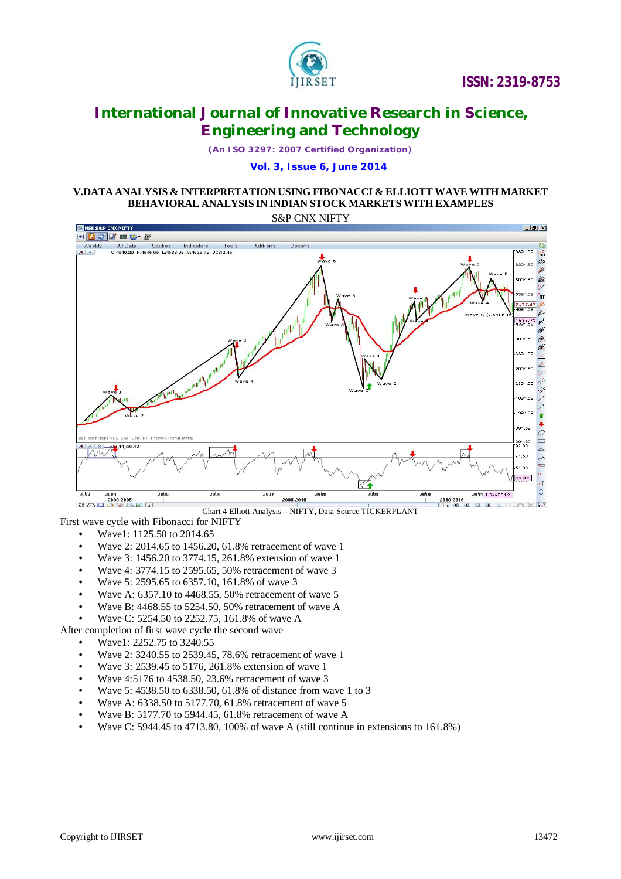## V.DATA ANALYSIS & INTERPRETATION USING FIBONACCI & ELLIOTT WAVE WITH MARKET BEHAVIORAL ANALYSIS IN INDIAN STOCK MARKETS WITH EXAMPLES

S&P CNX NIFTY

Chart 4 Elliott Analysis – NIFTY, Data Source TICKERPLANT

First wave cycle with Fibonacci for NIFTY

- Wave1: 1125.50 to 2014.65
- Wave 2: 2014.65 to 1456.20, 61.8% retracement of wave 1
- Wave 3: 1456.20 to 3774.15, 261.8% extension of wave 1
- Wave 4: 3774.15 to 2595.65, 50% retracement of wave 3
- Wave 5: 2595.65 to 6357.10, 161.8% of wave 3
- Wave A: 6357.10 to 4468.55, 50% retracement of wave 5
- Wave B: 4468.55 to 5254.50, 50% retracement of wave A
- Wave C: 5254.50 to 2252.75, 161.8% of wave A

After completion of first wave cycle the second wave

- Wave1: 2252.75 to 3240.55
- Wave 2: 3240.55 to 2539.45, 78.6% retracement of wave 1
- Wave 3: 2539.45 to 5176, 261.8% extension of wave 1
- Wave 4:5176 to 4538.50, 23.6% retracement of wave 3
- Wave 5: 4538.50 to 6338.50, 61.8% of distance from wave 1 to 3
- Wave A: 6338.50 to 5177.70, 61.8% retracement of wave 5
- Wave B: 5177.70 to 5944.45, 61.8% retracement of wave A
- Wave C: 5944.45 to 4713.80, 100% of wave A (still continue in extensions to 161.8%)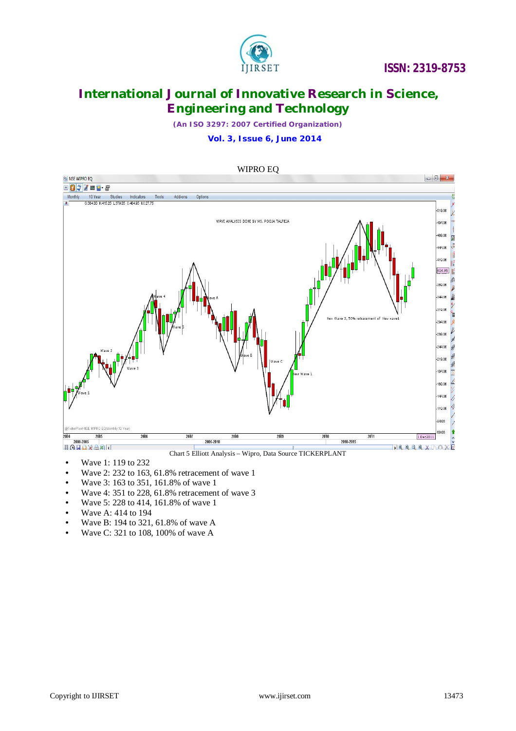WIPRO EQ

Chart 5 Elliott Analysis – Wipro, Data Source TICKERPLANT

- Wave 1: 119 to 232
- Wave 2: 232 to 163, 61.8% retracement of wave 1
- Wave 3: 163 to 351, 161.8% of wave 1
- Wave 4: 351 to 228, 61.8% retracement of wave 3
- Wave 5: 228 to 414, 161.8% of wave 1
- Wave A: 414 to 194
- Wave B: 194 to 321, 61.8% of wave A
- Wave C: 321 to 108, 100% of wave A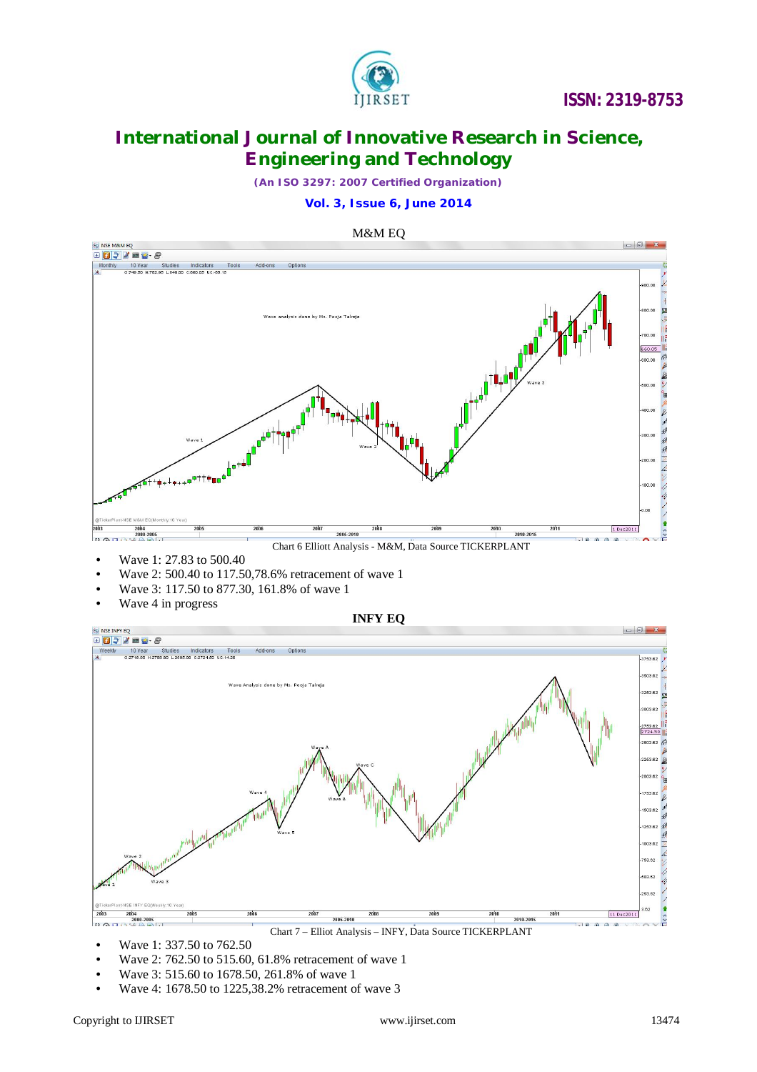M&M EQ

Chart 6 Elliott Analysis - M&M, Data Source TICKERPLANT

- Wave 1: 27.83 to 500.40
- Wave 2: 500.40 to 117.50,78.6% retracement of wave 1
- Wave 3: 117.50 to 877.30, 161.8% of wave 1
- Wave 4 in progress

**INFY EQ**

Chart 7 – Elliot Analysis – INFY, Data Source TICKERPLANT

- Wave 1: 337.50 to 762.50
- Wave 2: 762.50 to 515.60, 61.8% retracement of wave 1
- Wave 3: 515.60 to 1678.50, 261.8% of wave 1
- Wave 4: 1678.50 to 1225,38.2% retracement of wave 3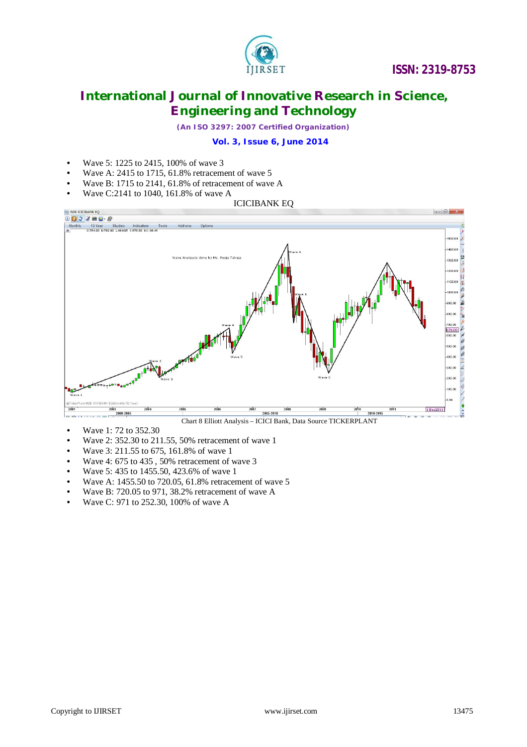- Wave 5: 1225 to 2415, 100% of wave 3
- Wave A: 2415 to 1715, 61.8% retracement of wave 5
- Wave B: 1715 to 2141, 61.8% of retracement of wave A
- Wave C:2141 to 1040, 161.8% of wave A

ICICIBANK EQ

Chart 8 Elliott Analysis – ICICI Bank, Data Source TICKERPLANT

- Wave 1: 72 to 352.30
- Wave 2: 352.30 to 211.55, 50% retracement of wave 1
- Wave 3: 211.55 to 675, 161.8% of wave 1
- Wave 4: 675 to 435 , 50% retracement of wave 3
- Wave 5: 435 to 1455.50, 423.6% of wave 1
- Wave A: 1455.50 to 720.05, 61.8% retracement of wave 5
- Wave B: 720.05 to 971, 38.2% retracement of wave A
- Wave C: 971 to 252.30, 100% of wave A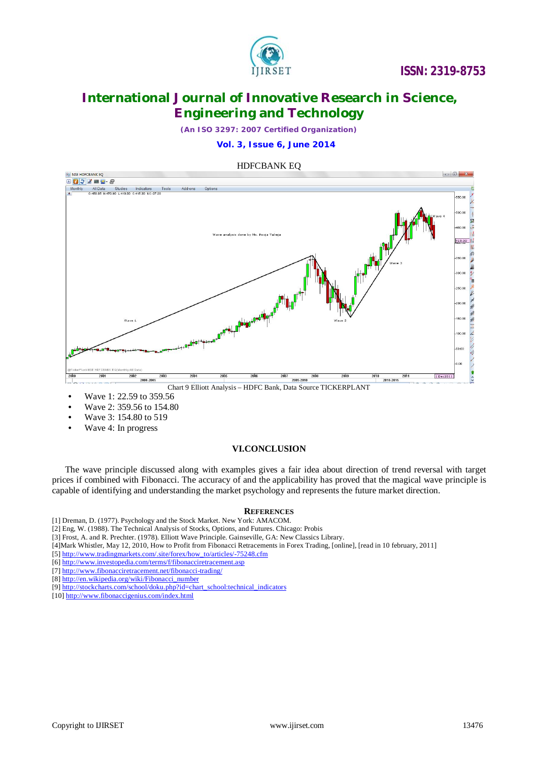HDFCBANK EQ

Chart 9 Elliott Analysis – HDFC Bank, Data Source TICKERPLANT

- Wave 1: 22.59 to 359.56
- Wave 2: 359.56 to 154.80
- Wave 3: 154.80 to 519
- Wave 4: In progress

## VI.CONCLUSION

The wave principle discussed along with examples gives a fair idea about direction of trend reversal with target prices if combined with Fibonacci. The accuracy of and the applicability has proved that the magical wave principle is capable of identifying and understanding the market psychology and represents the future market direction.

## REFERENCES

[1] Dreman, D. (1977). Psychology and the Stock Market. New York: AMACOM.
[2] Eng, W. (1988). The Technical Analysis of Stocks, Options, and Futures. Chicago: Probis
[3] Frost, A. and R. Prechter. (1978). Elliott Wave Principle. Gainseville, GA: New Classics Library.
[4]Mark Whistler, May 12, 2010, How to Profit from Fibonacci Retracements in Forex Trading, [online], [read in 10 february, 2011]
[5] http://www.tradingmarkets.com/.site/forex/how_to/articles/-75248.cfm
[6] http://www.investopedia.com/terms/f/fibonacciretracement.asp
[7] http://www.fibonacciretracement.net/fibonacci-trading/
[8] http://en.wikipedia.org/wiki/Fibonacci_number
[9] http://stockcharts.com/school/doku.php?id=chart_school:technical_indicators
[10] http://www.fibonaccigenius.com/index.html